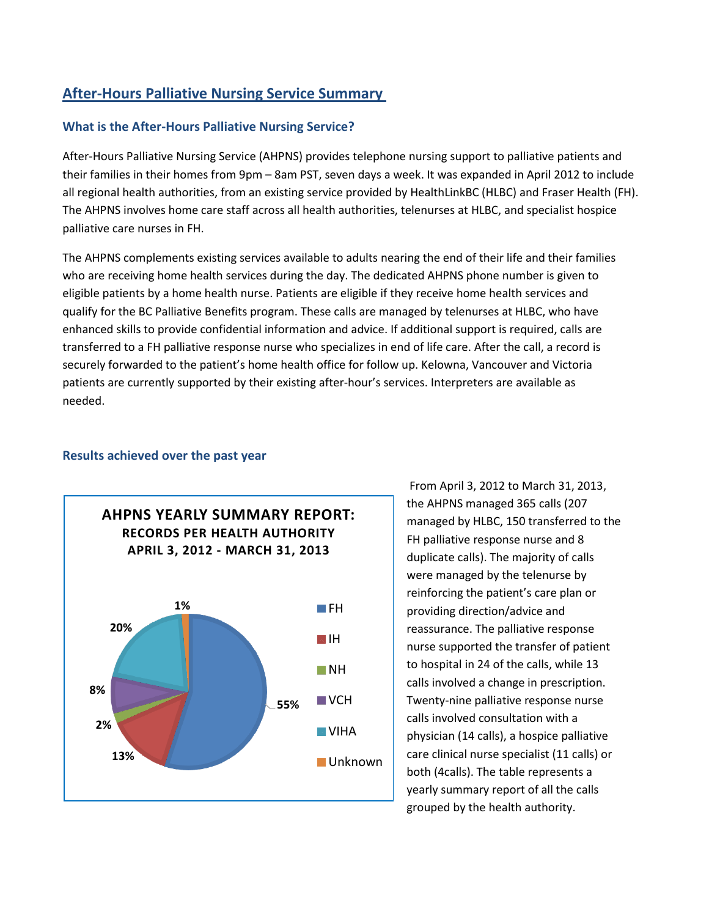## After-Hours Palliative Nursing Service Summary

### What is the After-Hours Palliative Nursing Service?

After-Hours Palliative Nursing Service (AHPNS) provides telephone nursing support to palliative patients and their families in their homes from 9pm – 8am PST, seven days a week. It was expanded in April 2012 to include all regional health authorities, from an existing service provided by HealthLinkBC (HLBC) and Fraser Health (FH). The AHPNS involves home care staff across all health authorities, telenurses at HLBC, and specialist hospice palliative care nurses in FH.

The AHPNS complements existing services available to adults nearing the end of their life and their families who are receiving home health services during the day. The dedicated AHPNS phone number is given to eligible patients by a home health nurse. Patients are eligible if they receive home health services and qualify for the BC Palliative Benefits program. These calls are managed by telenurses at HLBC, who have enhanced skills to provide confidential information and advice. If additional support is required, calls are transferred to a FH palliative response nurse who specializes in end of life care. After the call, a record is securely forwarded to the patient's home health office for follow up. Kelowna, Vancouver and Victoria patients are currently supported by their existing after-hour's services. Interpreters are available as needed.

### Results achieved over the past year

**AHPNS YEARLY SUMMARY REPORT: RECORDS PER HEALTH AUTHORITY APRIL 3, 2012 - MARCH 31, 2013**

| Health Authority | Percentage |
|---|---|
| FH | 55% |
| IH | 13% |
| NH | 2% |
| VCH | 8% |
| VIHA | 20% |
| Unknown | 1% |

From April 3, 2012 to March 31, 2013, the AHPNS managed 365 calls (207 managed by HLBC, 150 transferred to the FH palliative response nurse and 8 duplicate calls). The majority of calls were managed by the telenurse by reinforcing the patient's care plan or providing direction/advice and reassurance. The palliative response nurse supported the transfer of patient to hospital in 24 of the calls, while 13 calls involved a change in prescription. Twenty-nine palliative response nurse calls involved consultation with a physician (14 calls), a hospice palliative care clinical nurse specialist (11 calls) or both (4calls). The table represents a yearly summary report of all the calls grouped by the health authority.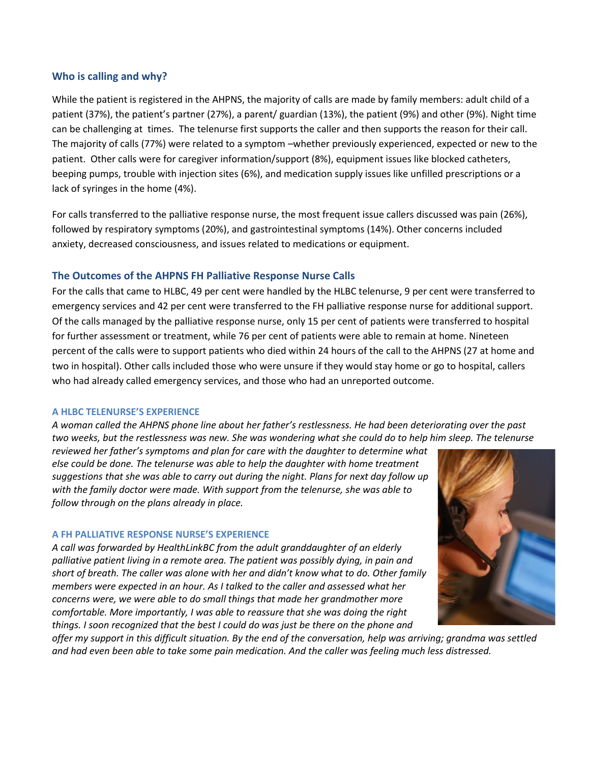## Who is calling and why?

While the patient is registered in the AHPNS, the majority of calls are made by family members: adult child of a patient (37%), the patient's partner (27%), a parent/ guardian (13%), the patient (9%) and other (9%). Night time can be challenging at times. The telenurse first supports the caller and then supports the reason for their call. The majority of calls (77%) were related to a symptom –whether previously experienced, expected or new to the patient. Other calls were for caregiver information/support (8%), equipment issues like blocked catheters, beeping pumps, trouble with injection sites (6%), and medication supply issues like unfilled prescriptions or a lack of syringes in the home (4%).

For calls transferred to the palliative response nurse, the most frequent issue callers discussed was pain (26%), followed by respiratory symptoms (20%), and gastrointestinal symptoms (14%). Other concerns included anxiety, decreased consciousness, and issues related to medications or equipment.

## The Outcomes of the AHPNS FH Palliative Response Nurse Calls

For the calls that came to HLBC, 49 per cent were handled by the HLBC telenurse, 9 per cent were transferred to emergency services and 42 per cent were transferred to the FH palliative response nurse for additional support. Of the calls managed by the palliative response nurse, only 15 per cent of patients were transferred to hospital for further assessment or treatment, while 76 per cent of patients were able to remain at home. Nineteen percent of the calls were to support patients who died within 24 hours of the call to the AHPNS (27 at home and two in hospital). Other calls included those who were unsure if they would stay home or go to hospital, callers who had already called emergency services, and those who had an unreported outcome.

### A HLBC TELENURSE'S EXPERIENCE

*A woman called the AHPNS phone line about her father's restlessness. He had been deteriorating over the past two weeks, but the restlessness was new. She was wondering what she could do to help him sleep. The telenurse reviewed her father's symptoms and plan for care with the daughter to determine what else could be done. The telenurse was able to help the daughter with home treatment suggestions that she was able to carry out during the night. Plans for next day follow up with the family doctor were made. With support from the telenurse, she was able to follow through on the plans already in place.*

### A FH PALLIATIVE RESPONSE NURSE'S EXPERIENCE

*A call was forwarded by HealthLinkBC from the adult granddaughter of an elderly palliative patient living in a remote area. The patient was possibly dying, in pain and short of breath. The caller was alone with her and didn't know what to do. Other family members were expected in an hour. As I talked to the caller and assessed what her concerns were, we were able to do small things that made her grandmother more comfortable. More importantly, I was able to reassure that she was doing the right things. I soon recognized that the best I could do was just be there on the phone and offer my support in this difficult situation. By the end of the conversation, help was arriving; grandma was settled and had even been able to take some pain medication. And the caller was feeling much less distressed.*